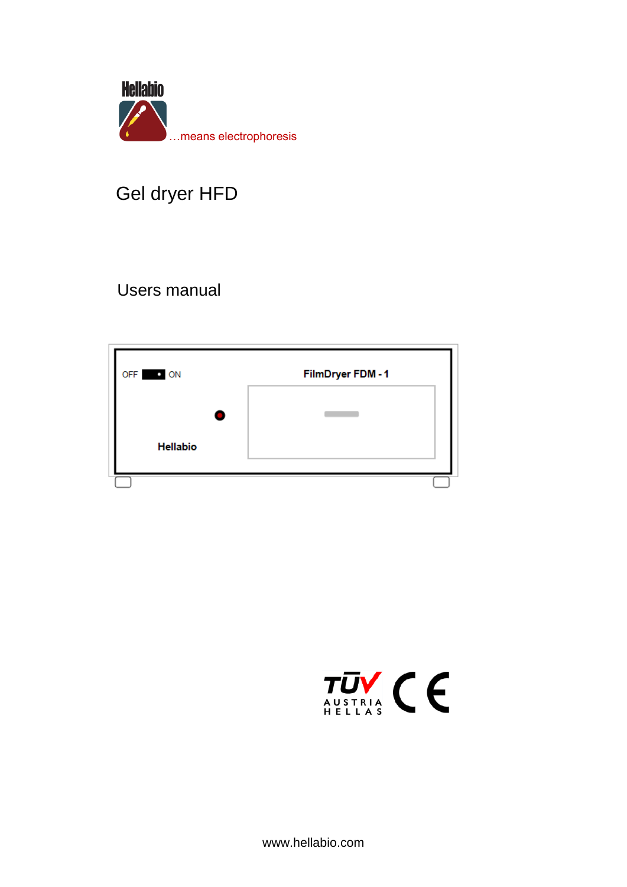Hellabio

…means electrophoresis

# Gel dryer HFD

## Users manual

OFF ON

FilmDryer FDM - 1

Hellabio

TÜV AUSTRIA HELLAS

CE

www.hellabio.com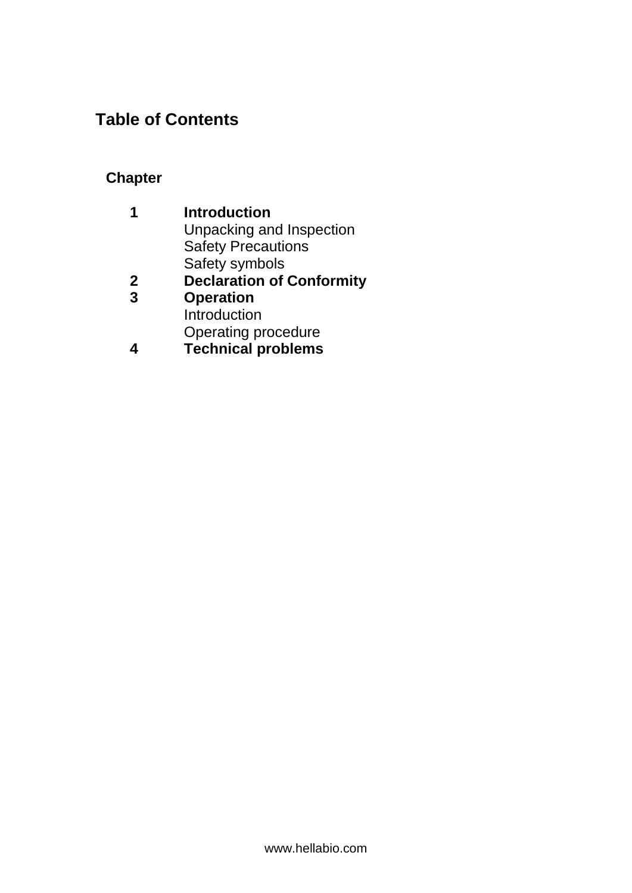## Table of Contents

**Chapter**

**1 Introduction**

Unpacking and Inspection

Safety Precautions

Safety symbols

**2 Declaration of Conformity**

**3 Operation**

Introduction

Operating procedure

**4 Technical problems**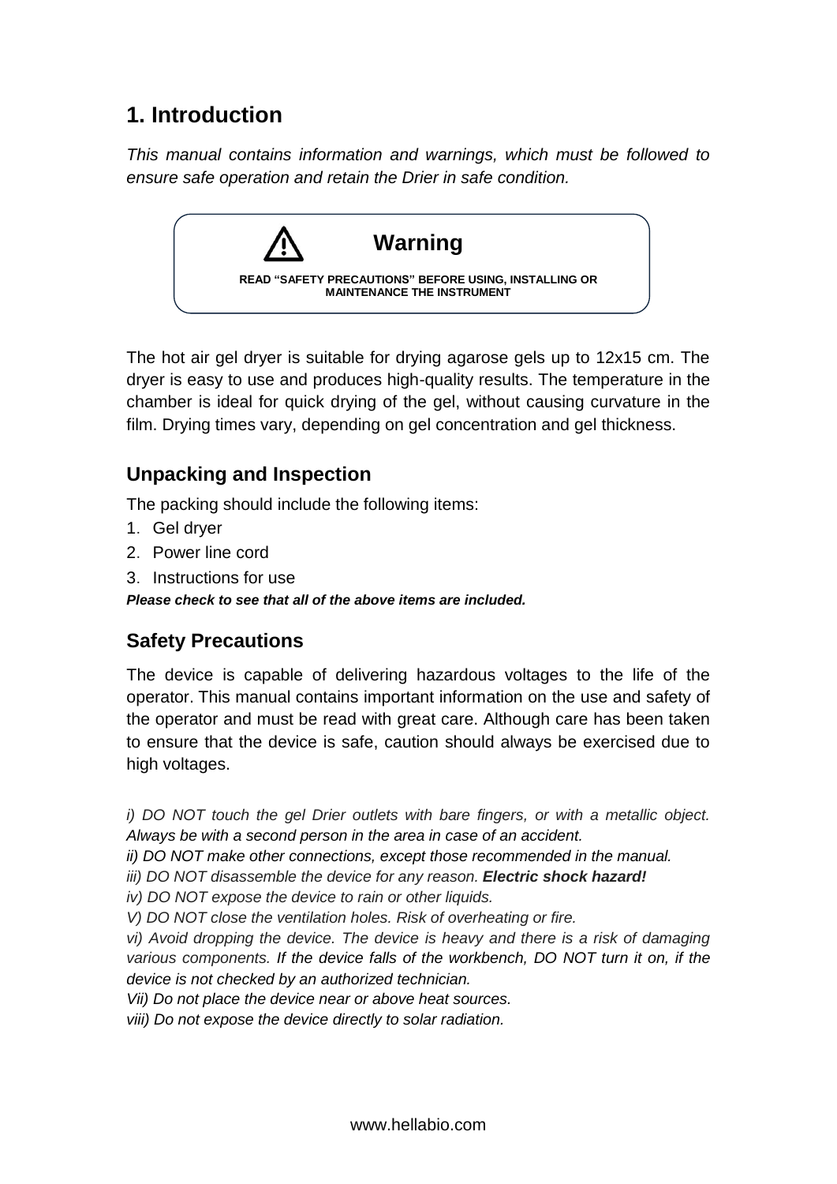# 1. Introduction

*This manual contains information and warnings, which must be followed to ensure safe operation and retain the Drier in safe condition.*

> ⚠ **Warning**
>
> **READ "SAFETY PRECAUTIONS" BEFORE USING, INSTALLING OR MAINTENANCE THE INSTRUMENT**

The hot air gel dryer is suitable for drying agarose gels up to 12x15 cm. The dryer is easy to use and produces high-quality results. The temperature in the chamber is ideal for quick drying of the gel, without causing curvature in the film. Drying times vary, depending on gel concentration and gel thickness.

## Unpacking and Inspection

The packing should include the following items:

1. Gel dryer
2. Power line cord
3. Instructions for use

***Please check to see that all of the above items are included.***

## Safety Precautions

The device is capable of delivering hazardous voltages to the life of the operator. This manual contains important information on the use and safety of the operator and must be read with great care. Although care has been taken to ensure that the device is safe, caution should always be exercised due to high voltages.

*i) DO NOT touch the gel Drier outlets with bare fingers, or with a metallic object. Always be with a second person in the area in case of an accident.*
*ii) DO NOT make other connections, except those recommended in the manual.*
*iii) DO NOT disassemble the device for any reason.* ***Electric shock hazard!***
*iv) DO NOT expose the device to rain or other liquids.*
*V) DO NOT close the ventilation holes. Risk of overheating or fire.*
*vi) Avoid dropping the device. The device is heavy and there is a risk of damaging various components. If the device falls of the workbench, DO NOT turn it on, if the device is not checked by an authorized technician.*
*Vii) Do not place the device near or above heat sources.*
*viii) Do not expose the device directly to solar radiation.*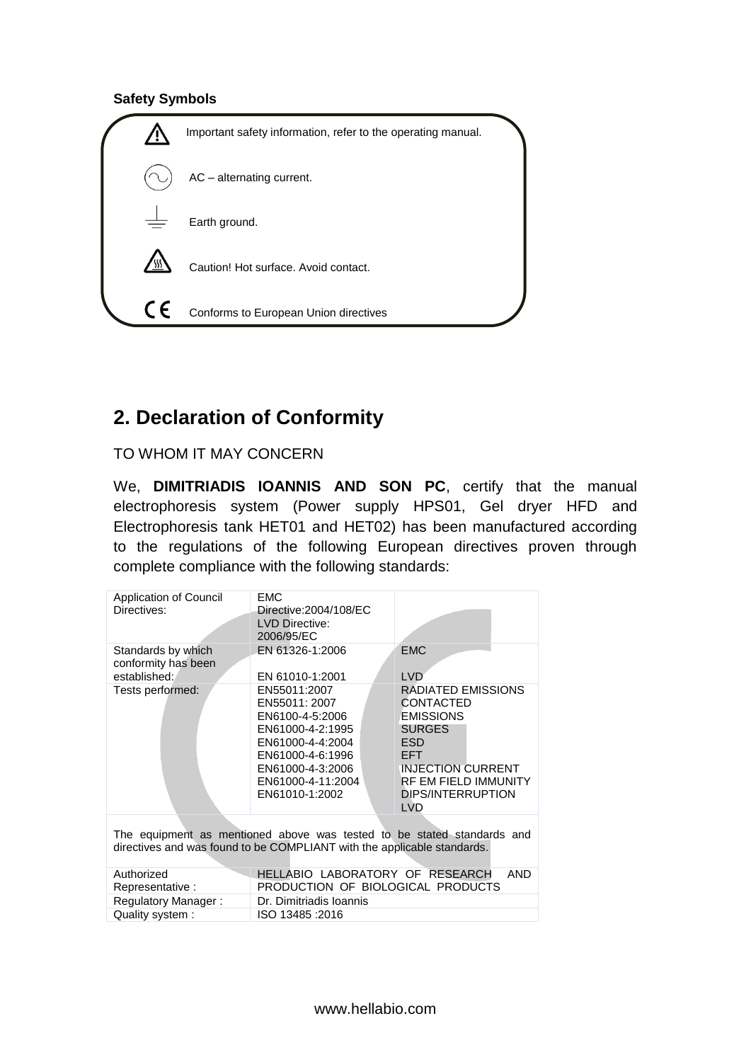**Safety Symbols**

| Symbol | Meaning |
|---|---|
| ⚠ | Important safety information, refer to the operating manual. |
| ∿ | AC – alternating current. |
| ⏚ | Earth ground. |
| ⚠ | Caution! Hot surface. Avoid contact. |
| CE | Conforms to European Union directives |

## 2. Declaration of Conformity

TO WHOM IT MAY CONCERN

We, **DIMITRIADIS IOANNIS AND SON PC**, certify that the manual electrophoresis system (Power supply HPS01, Gel dryer HFD and Electrophoresis tank HET01 and HET02) has been manufactured according to the regulations of the following European directives proven through complete compliance with the following standards:

| Application of Council Directives: | EMC Directive:2004/108/EC<br>LVD Directive: 2006/95/EC | |
|---|---|---|
| Standards by which conformity has been established: | EN 61326-1:2006<br><br>EN 61010-1:2001 | EMC<br><br>LVD |
| Tests performed: | EN55011:2007<br>EN55011: 2007<br>EN6100-4-5:2006<br>EN61000-4-2:1995<br>EN61000-4-4:2004<br>EN61000-4-6:1996<br>EN61000-4-3:2006<br>EN61000-4-11:2004<br>EN61010-1:2002 | RADIATED EMISSIONS<br>CONTACTED EMISSIONS<br>SURGES<br>ESD<br>EFT<br>INJECTION CURRENT<br>RF EM FIELD IMMUNITY<br>DIPS/INTERRUPTION<br>LVD |
| The equipment as mentioned above was tested to be stated standards and directives and was found to be COMPLIANT with the applicable standards. | | |
| Authorized Representative : | HELLABIO LABORATORY OF RESEARCH AND PRODUCTION OF BIOLOGICAL PRODUCTS | |
| Regulatory Manager : | Dr. Dimitriadis Ioannis | |
| Quality system : | ISO 13485 :2016 | |

www.hellabio.com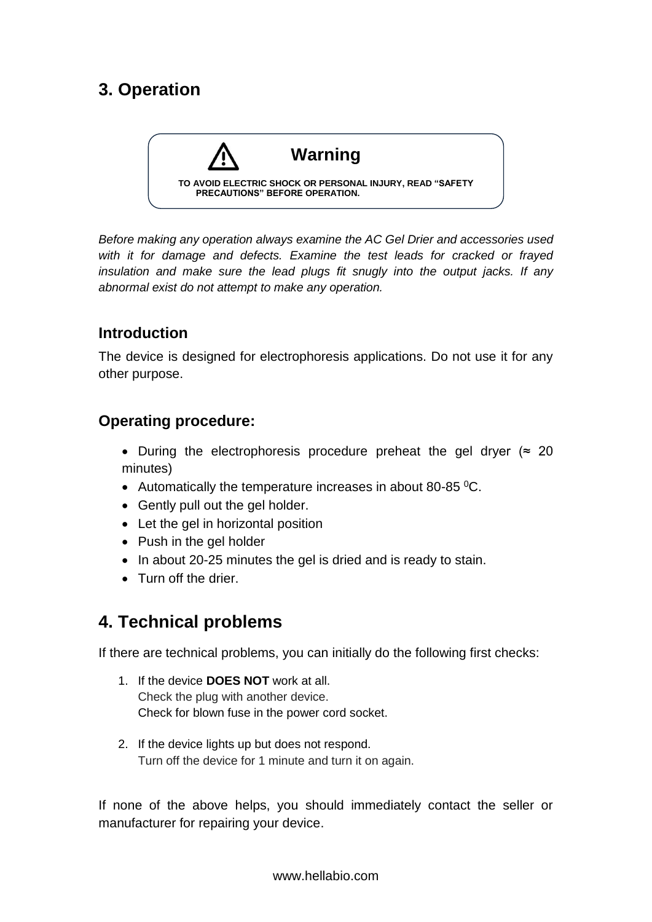## 3. Operation

> **⚠ Warning**
>
> **TO AVOID ELECTRIC SHOCK OR PERSONAL INJURY, READ "SAFETY PRECAUTIONS" BEFORE OPERATION.**

*Before making any operation always examine the AC Gel Drier and accessories used with it for damage and defects. Examine the test leads for cracked or frayed insulation and make sure the lead plugs fit snugly into the output jacks. If any abnormal exist do not attempt to make any operation.*

### Introduction

The device is designed for electrophoresis applications. Do not use it for any other purpose.

### Operating procedure:

- During the electrophoresis procedure preheat the gel dryer (≈ 20 minutes)
- Automatically the temperature increases in about 80-85 $^{0}$C.
- Gently pull out the gel holder.
- Let the gel in horizontal position
- Push in the gel holder
- In about 20-25 minutes the gel is dried and is ready to stain.
- Turn off the drier.

## 4. Technical problems

If there are technical problems, you can initially do the following first checks:

1. If the device **DOES NOT** work at all.
   Check the plug with another device.
   Check for blown fuse in the power cord socket.

2. If the device lights up but does not respond.
   Turn off the device for 1 minute and turn it on again.

If none of the above helps, you should immediately contact the seller or manufacturer for repairing your device.

www.hellabio.com